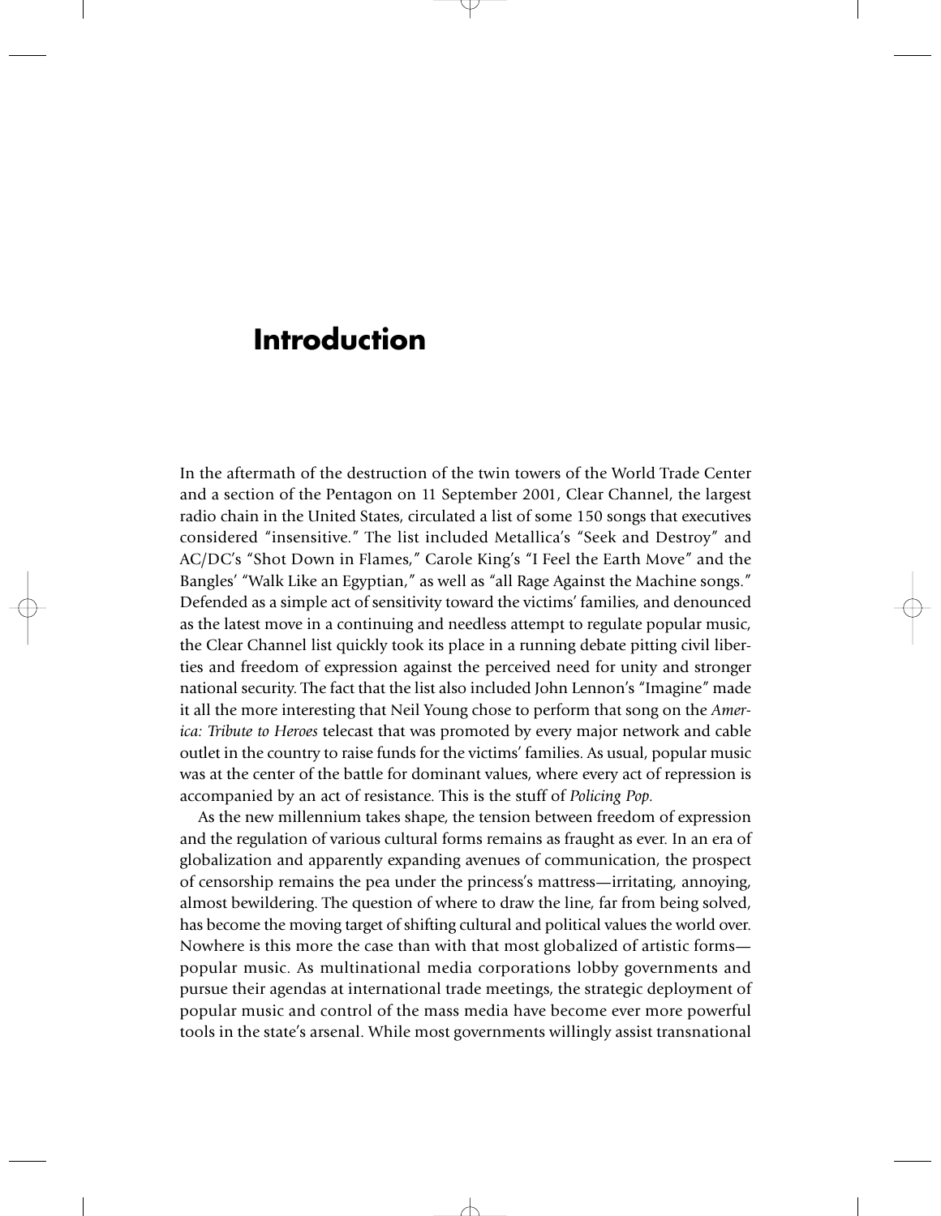# Introduction

In the aftermath of the destruction of the twin towers of the World Trade Center and a section of the Pentagon on 11 September 2001, Clear Channel, the largest radio chain in the United States, circulated a list of some 150 songs that executives considered "insensitive." The list included Metallica's "Seek and Destroy" and AC/DC's "Shot Down in Flames," Carole King's "I Feel the Earth Move" and the Bangles' "Walk Like an Egyptian," as well as "all Rage Against the Machine songs." Defended as a simple act of sensitivity toward the victims' families, and denounced as the latest move in a continuing and needless attempt to regulate popular music, the Clear Channel list quickly took its place in a running debate pitting civil liberties and freedom of expression against the perceived need for unity and stronger national security. The fact that the list also included John Lennon's "Imagine" made it all the more interesting that Neil Young chose to perform that song on the *America: Tribute to Heroes* telecast that was promoted by every major network and cable outlet in the country to raise funds for the victims' families. As usual, popular music was at the center of the battle for dominant values, where every act of repression is accompanied by an act of resistance. This is the stuff of *Policing Pop.*

As the new millennium takes shape, the tension between freedom of expression and the regulation of various cultural forms remains as fraught as ever. In an era of globalization and apparently expanding avenues of communication, the prospect of censorship remains the pea under the princess's mattress—irritating, annoying, almost bewildering. The question of where to draw the line, far from being solved, has become the moving target of shifting cultural and political values the world over. Nowhere is this more the case than with that most globalized of artistic forms—popular music. As multinational media corporations lobby governments and pursue their agendas at international trade meetings, the strategic deployment of popular music and control of the mass media have become ever more powerful tools in the state's arsenal. While most governments willingly assist transnational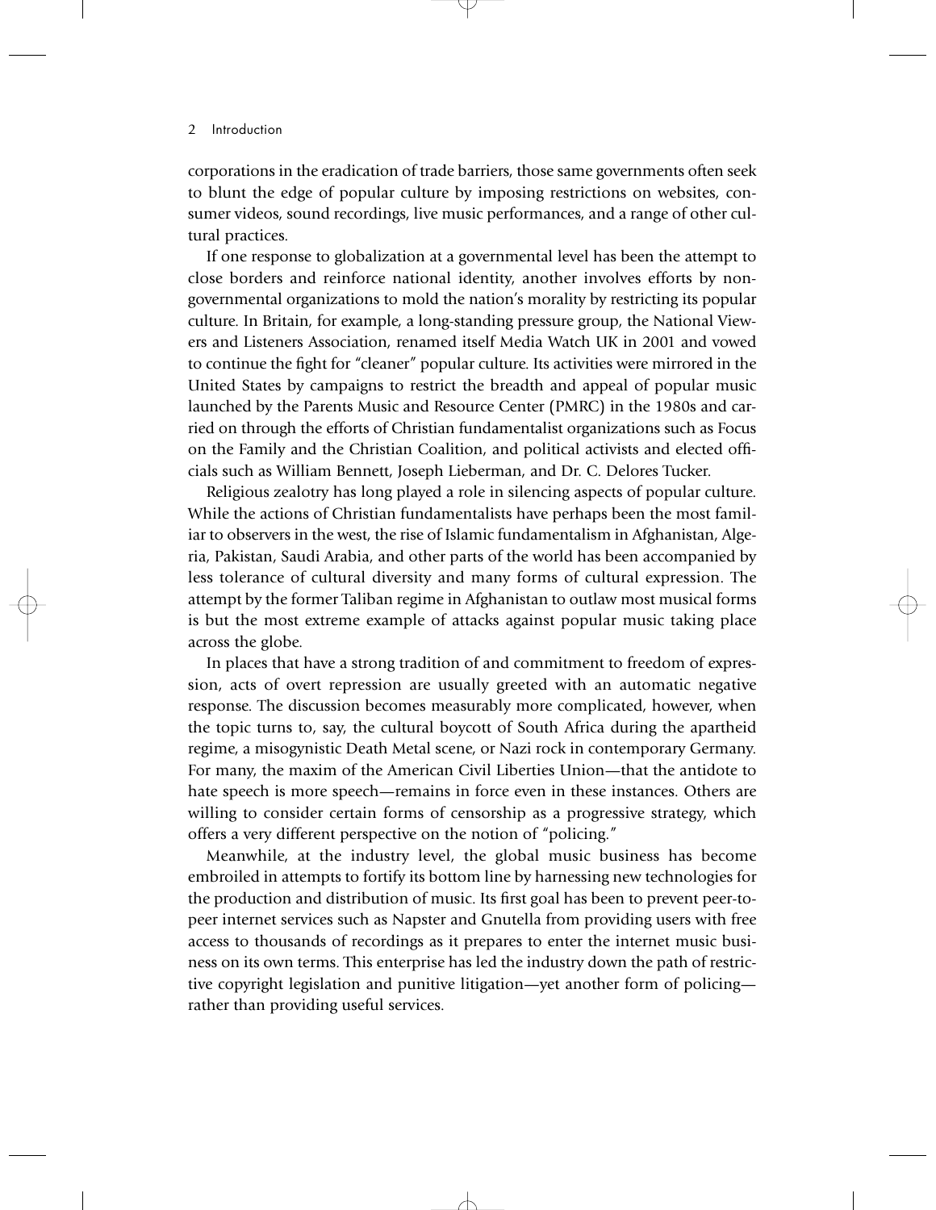corporations in the eradication of trade barriers, those same governments often seek to blunt the edge of popular culture by imposing restrictions on websites, consumer videos, sound recordings, live music performances, and a range of other cultural practices.

If one response to globalization at a governmental level has been the attempt to close borders and reinforce national identity, another involves efforts by nongovernmental organizations to mold the nation's morality by restricting its popular culture. In Britain, for example, a long-standing pressure group, the National Viewers and Listeners Association, renamed itself Media Watch UK in 2001 and vowed to continue the fight for "cleaner" popular culture. Its activities were mirrored in the United States by campaigns to restrict the breadth and appeal of popular music launched by the Parents Music and Resource Center (PMRC) in the 1980s and carried on through the efforts of Christian fundamentalist organizations such as Focus on the Family and the Christian Coalition, and political activists and elected officials such as William Bennett, Joseph Lieberman, and Dr. C. Delores Tucker.

Religious zealotry has long played a role in silencing aspects of popular culture. While the actions of Christian fundamentalists have perhaps been the most familiar to observers in the west, the rise of Islamic fundamentalism in Afghanistan, Algeria, Pakistan, Saudi Arabia, and other parts of the world has been accompanied by less tolerance of cultural diversity and many forms of cultural expression. The attempt by the former Taliban regime in Afghanistan to outlaw most musical forms is but the most extreme example of attacks against popular music taking place across the globe.

In places that have a strong tradition of and commitment to freedom of expression, acts of overt repression are usually greeted with an automatic negative response. The discussion becomes measurably more complicated, however, when the topic turns to, say, the cultural boycott of South Africa during the apartheid regime, a misogynistic Death Metal scene, or Nazi rock in contemporary Germany. For many, the maxim of the American Civil Liberties Union—that the antidote to hate speech is more speech—remains in force even in these instances. Others are willing to consider certain forms of censorship as a progressive strategy, which offers a very different perspective on the notion of "policing."

Meanwhile, at the industry level, the global music business has become embroiled in attempts to fortify its bottom line by harnessing new technologies for the production and distribution of music. Its first goal has been to prevent peer-to-peer internet services such as Napster and Gnutella from providing users with free access to thousands of recordings as it prepares to enter the internet music business on its own terms. This enterprise has led the industry down the path of restrictive copyright legislation and punitive litigation—yet another form of policing—rather than providing useful services.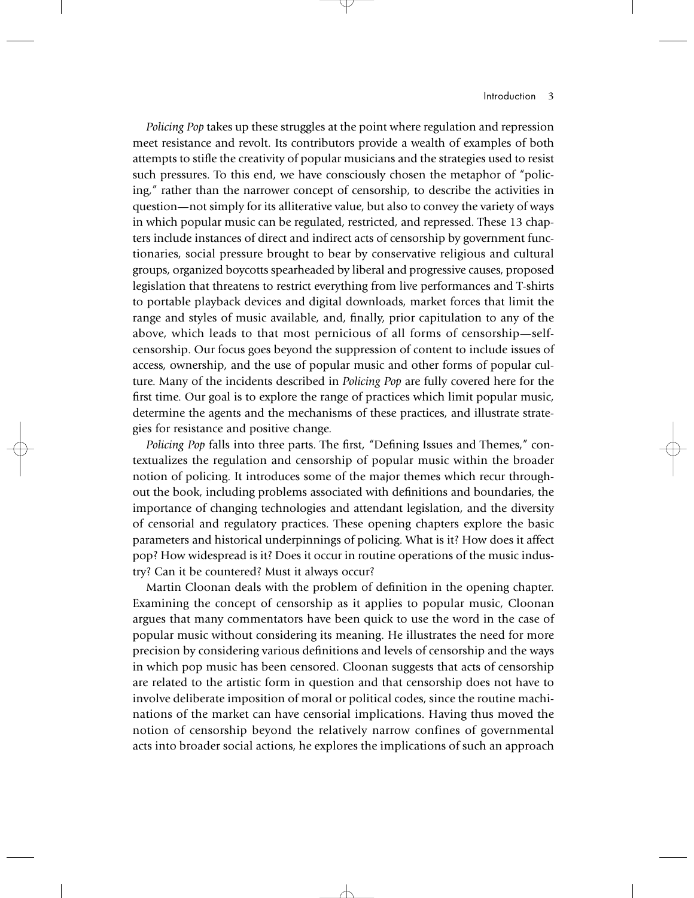*Policing Pop* takes up these struggles at the point where regulation and repression meet resistance and revolt. Its contributors provide a wealth of examples of both attempts to stifle the creativity of popular musicians and the strategies used to resist such pressures. To this end, we have consciously chosen the metaphor of "policing," rather than the narrower concept of censorship, to describe the activities in question—not simply for its alliterative value, but also to convey the variety of ways in which popular music can be regulated, restricted, and repressed. These 13 chapters include instances of direct and indirect acts of censorship by government functionaries, social pressure brought to bear by conservative religious and cultural groups, organized boycotts spearheaded by liberal and progressive causes, proposed legislation that threatens to restrict everything from live performances and T-shirts to portable playback devices and digital downloads, market forces that limit the range and styles of music available, and, finally, prior capitulation to any of the above, which leads to that most pernicious of all forms of censorship—self-censorship. Our focus goes beyond the suppression of content to include issues of access, ownership, and the use of popular music and other forms of popular culture. Many of the incidents described in *Policing Pop* are fully covered here for the first time. Our goal is to explore the range of practices which limit popular music, determine the agents and the mechanisms of these practices, and illustrate strategies for resistance and positive change.

*Policing Pop* falls into three parts. The first, "Defining Issues and Themes," contextualizes the regulation and censorship of popular music within the broader notion of policing. It introduces some of the major themes which recur throughout the book, including problems associated with definitions and boundaries, the importance of changing technologies and attendant legislation, and the diversity of censorial and regulatory practices. These opening chapters explore the basic parameters and historical underpinnings of policing. What is it? How does it affect pop? How widespread is it? Does it occur in routine operations of the music industry? Can it be countered? Must it always occur?

Martin Cloonan deals with the problem of definition in the opening chapter. Examining the concept of censorship as it applies to popular music, Cloonan argues that many commentators have been quick to use the word in the case of popular music without considering its meaning. He illustrates the need for more precision by considering various definitions and levels of censorship and the ways in which pop music has been censored. Cloonan suggests that acts of censorship are related to the artistic form in question and that censorship does not have to involve deliberate imposition of moral or political codes, since the routine machinations of the market can have censorial implications. Having thus moved the notion of censorship beyond the relatively narrow confines of governmental acts into broader social actions, he explores the implications of such an approach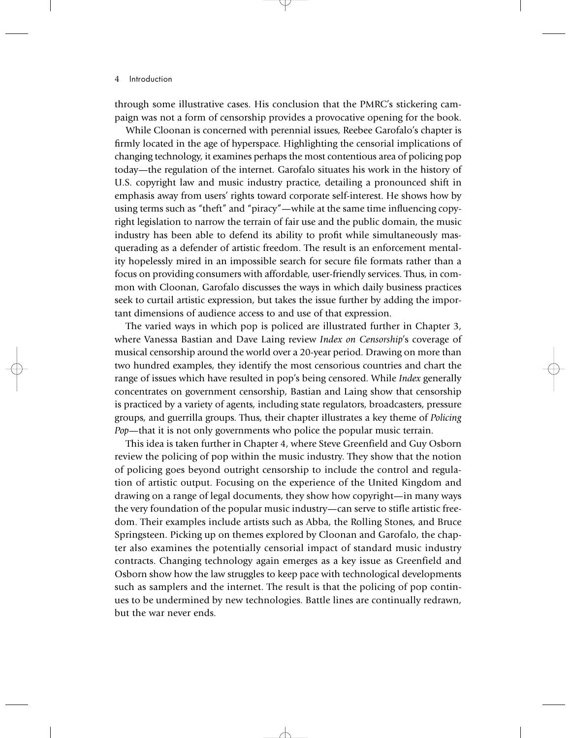through some illustrative cases. His conclusion that the PMRC's stickering campaign was not a form of censorship provides a provocative opening for the book.

While Cloonan is concerned with perennial issues, Reebee Garofalo's chapter is firmly located in the age of hyperspace. Highlighting the censorial implications of changing technology, it examines perhaps the most contentious area of policing pop today—the regulation of the internet. Garofalo situates his work in the history of U.S. copyright law and music industry practice, detailing a pronounced shift in emphasis away from users' rights toward corporate self-interest. He shows how by using terms such as "theft" and "piracy"—while at the same time influencing copyright legislation to narrow the terrain of fair use and the public domain, the music industry has been able to defend its ability to profit while simultaneously masquerading as a defender of artistic freedom. The result is an enforcement mentality hopelessly mired in an impossible search for secure file formats rather than a focus on providing consumers with affordable, user-friendly services. Thus, in common with Cloonan, Garofalo discusses the ways in which daily business practices seek to curtail artistic expression, but takes the issue further by adding the important dimensions of audience access to and use of that expression.

The varied ways in which pop is policed are illustrated further in Chapter 3, where Vanessa Bastian and Dave Laing review *Index on Censorship*'s coverage of musical censorship around the world over a 20-year period. Drawing on more than two hundred examples, they identify the most censorious countries and chart the range of issues which have resulted in pop's being censored. While *Index* generally concentrates on government censorship, Bastian and Laing show that censorship is practiced by a variety of agents, including state regulators, broadcasters, pressure groups, and guerrilla groups. Thus, their chapter illustrates a key theme of *Policing Pop*—that it is not only governments who police the popular music terrain.

This idea is taken further in Chapter 4, where Steve Greenfield and Guy Osborn review the policing of pop within the music industry. They show that the notion of policing goes beyond outright censorship to include the control and regulation of artistic output. Focusing on the experience of the United Kingdom and drawing on a range of legal documents, they show how copyright—in many ways the very foundation of the popular music industry—can serve to stifle artistic freedom. Their examples include artists such as Abba, the Rolling Stones, and Bruce Springsteen. Picking up on themes explored by Cloonan and Garofalo, the chapter also examines the potentially censorial impact of standard music industry contracts. Changing technology again emerges as a key issue as Greenfield and Osborn show how the law struggles to keep pace with technological developments such as samplers and the internet. The result is that the policing of pop continues to be undermined by new technologies. Battle lines are continually redrawn, but the war never ends.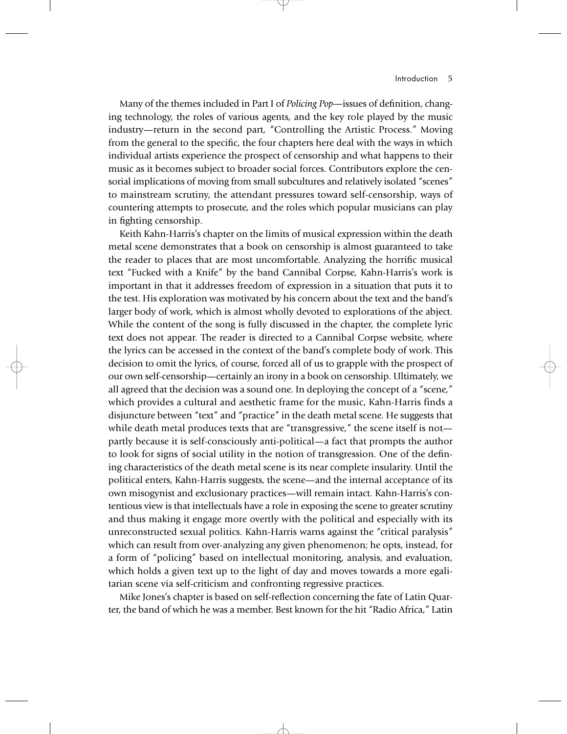Many of the themes included in Part I of *Policing Pop*—issues of definition, changing technology, the roles of various agents, and the key role played by the music industry—return in the second part, "Controlling the Artistic Process." Moving from the general to the specific, the four chapters here deal with the ways in which individual artists experience the prospect of censorship and what happens to their music as it becomes subject to broader social forces. Contributors explore the censorial implications of moving from small subcultures and relatively isolated "scenes" to mainstream scrutiny, the attendant pressures toward self-censorship, ways of countering attempts to prosecute, and the roles which popular musicians can play in fighting censorship.

Keith Kahn-Harris's chapter on the limits of musical expression within the death metal scene demonstrates that a book on censorship is almost guaranteed to take the reader to places that are most uncomfortable. Analyzing the horrific musical text "Fucked with a Knife" by the band Cannibal Corpse, Kahn-Harris's work is important in that it addresses freedom of expression in a situation that puts it to the test. His exploration was motivated by his concern about the text and the band's larger body of work, which is almost wholly devoted to explorations of the abject. While the content of the song is fully discussed in the chapter, the complete lyric text does not appear. The reader is directed to a Cannibal Corpse website, where the lyrics can be accessed in the context of the band's complete body of work. This decision to omit the lyrics, of course, forced all of us to grapple with the prospect of our own self-censorship—certainly an irony in a book on censorship. Ultimately, we all agreed that the decision was a sound one. In deploying the concept of a "scene," which provides a cultural and aesthetic frame for the music, Kahn-Harris finds a disjuncture between "text" and "practice" in the death metal scene. He suggests that while death metal produces texts that are "transgressive," the scene itself is not—partly because it is self-consciously anti-political—a fact that prompts the author to look for signs of social utility in the notion of transgression. One of the defining characteristics of the death metal scene is its near complete insularity. Until the political enters, Kahn-Harris suggests, the scene—and the internal acceptance of its own misogynist and exclusionary practices—will remain intact. Kahn-Harris's contentious view is that intellectuals have a role in exposing the scene to greater scrutiny and thus making it engage more overtly with the political and especially with its unreconstructed sexual politics. Kahn-Harris warns against the "critical paralysis" which can result from over-analyzing any given phenomenon; he opts, instead, for a form of "policing" based on intellectual monitoring, analysis, and evaluation, which holds a given text up to the light of day and moves towards a more egalitarian scene via self-criticism and confronting regressive practices.

Mike Jones's chapter is based on self-reflection concerning the fate of Latin Quarter, the band of which he was a member. Best known for the hit "Radio Africa," Latin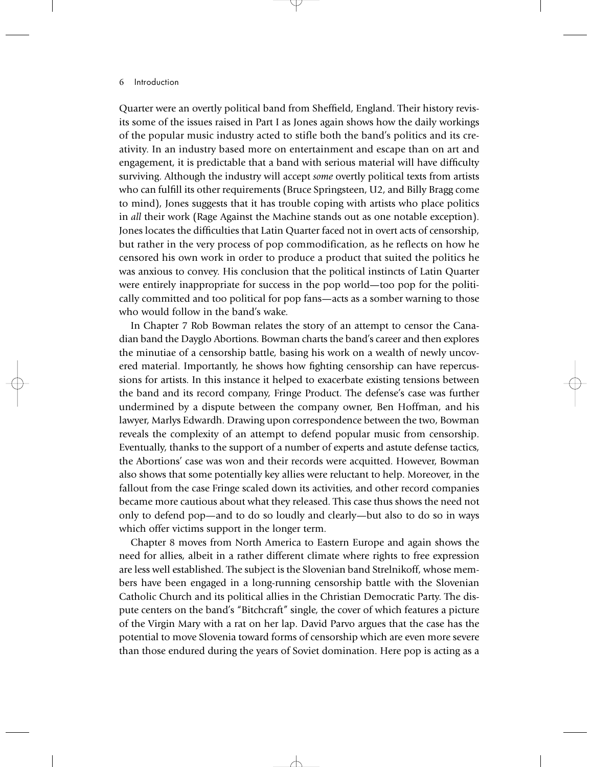Quarter were an overtly political band from Sheffield, England. Their history revisits some of the issues raised in Part I as Jones again shows how the daily workings of the popular music industry acted to stifle both the band's politics and its creativity. In an industry based more on entertainment and escape than on art and engagement, it is predictable that a band with serious material will have difficulty surviving. Although the industry will accept *some* overtly political texts from artists who can fulfill its other requirements (Bruce Springsteen, U2, and Billy Bragg come to mind), Jones suggests that it has trouble coping with artists who place politics in *all* their work (Rage Against the Machine stands out as one notable exception). Jones locates the difficulties that Latin Quarter faced not in overt acts of censorship, but rather in the very process of pop commodification, as he reflects on how he censored his own work in order to produce a product that suited the politics he was anxious to convey. His conclusion that the political instincts of Latin Quarter were entirely inappropriate for success in the pop world—too pop for the politically committed and too political for pop fans—acts as a somber warning to those who would follow in the band's wake.

In Chapter 7 Rob Bowman relates the story of an attempt to censor the Canadian band the Dayglo Abortions. Bowman charts the band's career and then explores the minutiae of a censorship battle, basing his work on a wealth of newly uncovered material. Importantly, he shows how fighting censorship can have repercussions for artists. In this instance it helped to exacerbate existing tensions between the band and its record company, Fringe Product. The defense's case was further undermined by a dispute between the company owner, Ben Hoffman, and his lawyer, Marlys Edwardh. Drawing upon correspondence between the two, Bowman reveals the complexity of an attempt to defend popular music from censorship. Eventually, thanks to the support of a number of experts and astute defense tactics, the Abortions' case was won and their records were acquitted. However, Bowman also shows that some potentially key allies were reluctant to help. Moreover, in the fallout from the case Fringe scaled down its activities, and other record companies became more cautious about what they released. This case thus shows the need not only to defend pop—and to do so loudly and clearly—but also to do so in ways which offer victims support in the longer term.

Chapter 8 moves from North America to Eastern Europe and again shows the need for allies, albeit in a rather different climate where rights to free expression are less well established. The subject is the Slovenian band Strelnikoff, whose members have been engaged in a long-running censorship battle with the Slovenian Catholic Church and its political allies in the Christian Democratic Party. The dispute centers on the band's "Bitchcraft" single, the cover of which features a picture of the Virgin Mary with a rat on her lap. David Parvo argues that the case has the potential to move Slovenia toward forms of censorship which are even more severe than those endured during the years of Soviet domination. Here pop is acting as a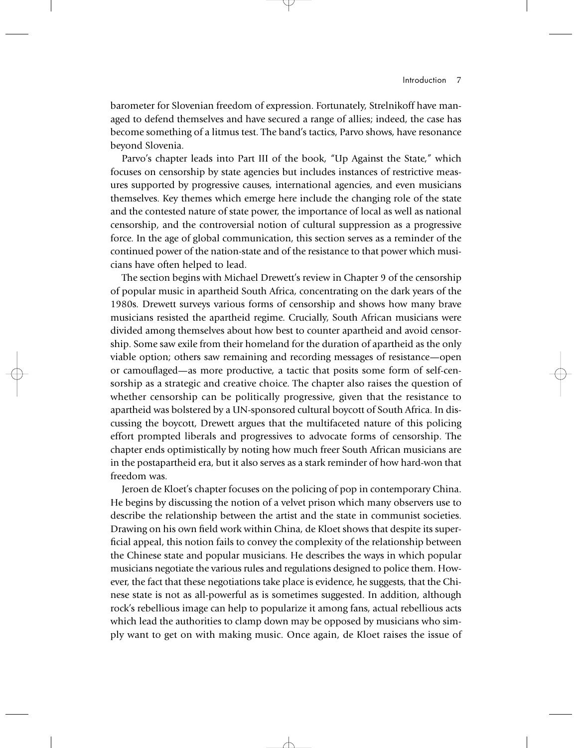barometer for Slovenian freedom of expression. Fortunately, Strelnikoff have managed to defend themselves and have secured a range of allies; indeed, the case has become something of a litmus test. The band's tactics, Parvo shows, have resonance beyond Slovenia.

Parvo's chapter leads into Part III of the book, "Up Against the State," which focuses on censorship by state agencies but includes instances of restrictive measures supported by progressive causes, international agencies, and even musicians themselves. Key themes which emerge here include the changing role of the state and the contested nature of state power, the importance of local as well as national censorship, and the controversial notion of cultural suppression as a progressive force. In the age of global communication, this section serves as a reminder of the continued power of the nation-state and of the resistance to that power which musicians have often helped to lead.

The section begins with Michael Drewett's review in Chapter 9 of the censorship of popular music in apartheid South Africa, concentrating on the dark years of the 1980s. Drewett surveys various forms of censorship and shows how many brave musicians resisted the apartheid regime. Crucially, South African musicians were divided among themselves about how best to counter apartheid and avoid censorship. Some saw exile from their homeland for the duration of apartheid as the only viable option; others saw remaining and recording messages of resistance—open or camouflaged—as more productive, a tactic that posits some form of self-censorship as a strategic and creative choice. The chapter also raises the question of whether censorship can be politically progressive, given that the resistance to apartheid was bolstered by a UN-sponsored cultural boycott of South Africa. In discussing the boycott, Drewett argues that the multifaceted nature of this policing effort prompted liberals and progressives to advocate forms of censorship. The chapter ends optimistically by noting how much freer South African musicians are in the postapartheid era, but it also serves as a stark reminder of how hard-won that freedom was.

Jeroen de Kloet's chapter focuses on the policing of pop in contemporary China. He begins by discussing the notion of a velvet prison which many observers use to describe the relationship between the artist and the state in communist societies. Drawing on his own field work within China, de Kloet shows that despite its superficial appeal, this notion fails to convey the complexity of the relationship between the Chinese state and popular musicians. He describes the ways in which popular musicians negotiate the various rules and regulations designed to police them. However, the fact that these negotiations take place is evidence, he suggests, that the Chinese state is not as all-powerful as is sometimes suggested. In addition, although rock's rebellious image can help to popularize it among fans, actual rebellious acts which lead the authorities to clamp down may be opposed by musicians who simply want to get on with making music. Once again, de Kloet raises the issue of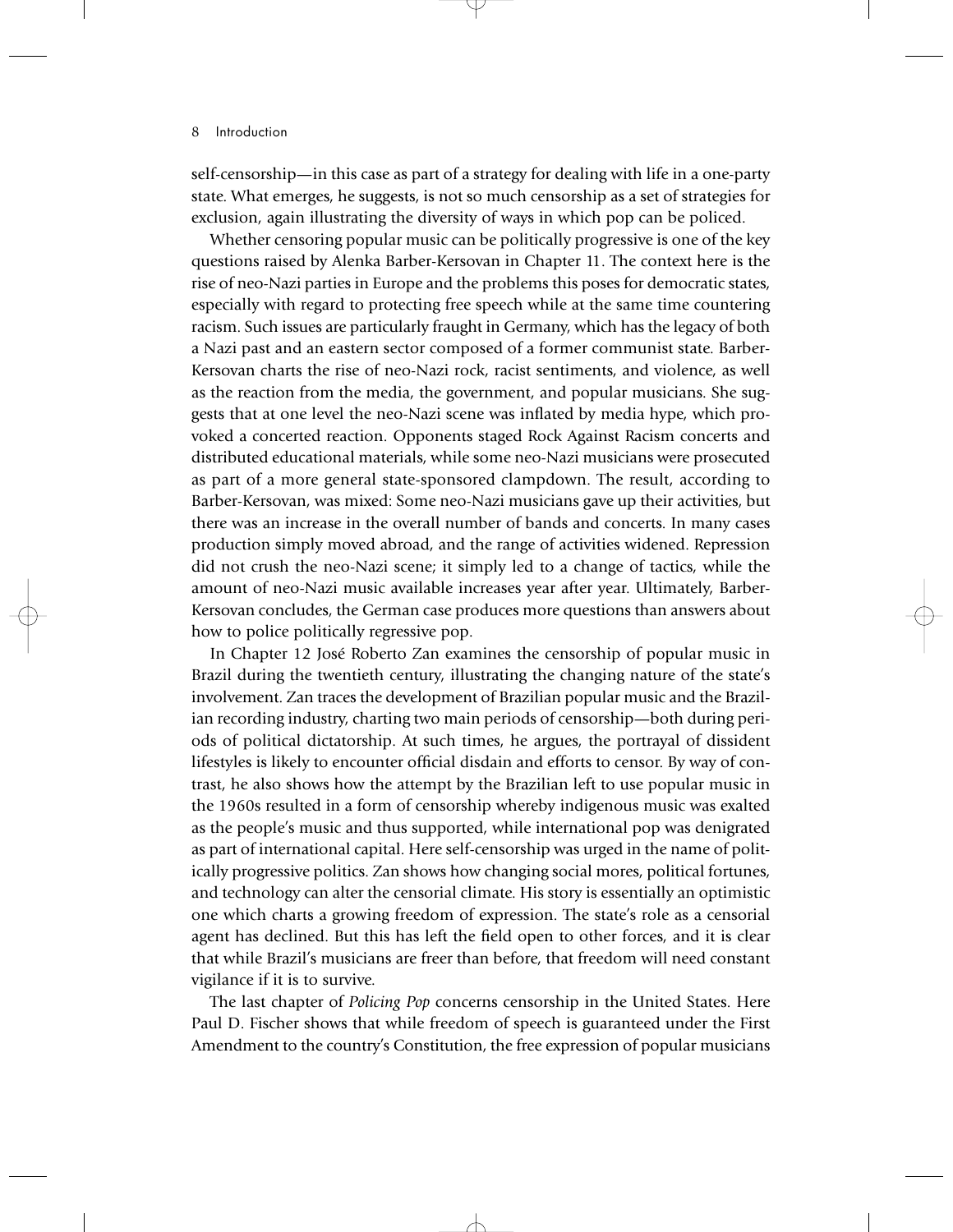self-censorship—in this case as part of a strategy for dealing with life in a one-party state. What emerges, he suggests, is not so much censorship as a set of strategies for exclusion, again illustrating the diversity of ways in which pop can be policed.

Whether censoring popular music can be politically progressive is one of the key questions raised by Alenka Barber-Kersovan in Chapter 11. The context here is the rise of neo-Nazi parties in Europe and the problems this poses for democratic states, especially with regard to protecting free speech while at the same time countering racism. Such issues are particularly fraught in Germany, which has the legacy of both a Nazi past and an eastern sector composed of a former communist state. Barber-Kersovan charts the rise of neo-Nazi rock, racist sentiments, and violence, as well as the reaction from the media, the government, and popular musicians. She suggests that at one level the neo-Nazi scene was inflated by media hype, which provoked a concerted reaction. Opponents staged Rock Against Racism concerts and distributed educational materials, while some neo-Nazi musicians were prosecuted as part of a more general state-sponsored clampdown. The result, according to Barber-Kersovan, was mixed: Some neo-Nazi musicians gave up their activities, but there was an increase in the overall number of bands and concerts. In many cases production simply moved abroad, and the range of activities widened. Repression did not crush the neo-Nazi scene; it simply led to a change of tactics, while the amount of neo-Nazi music available increases year after year. Ultimately, Barber-Kersovan concludes, the German case produces more questions than answers about how to police politically regressive pop.

In Chapter 12 José Roberto Zan examines the censorship of popular music in Brazil during the twentieth century, illustrating the changing nature of the state's involvement. Zan traces the development of Brazilian popular music and the Brazilian recording industry, charting two main periods of censorship—both during periods of political dictatorship. At such times, he argues, the portrayal of dissident lifestyles is likely to encounter official disdain and efforts to censor. By way of contrast, he also shows how the attempt by the Brazilian left to use popular music in the 1960s resulted in a form of censorship whereby indigenous music was exalted as the people's music and thus supported, while international pop was denigrated as part of international capital. Here self-censorship was urged in the name of politically progressive politics. Zan shows how changing social mores, political fortunes, and technology can alter the censorial climate. His story is essentially an optimistic one which charts a growing freedom of expression. The state's role as a censorial agent has declined. But this has left the field open to other forces, and it is clear that while Brazil's musicians are freer than before, that freedom will need constant vigilance if it is to survive.

The last chapter of *Policing Pop* concerns censorship in the United States. Here Paul D. Fischer shows that while freedom of speech is guaranteed under the First Amendment to the country's Constitution, the free expression of popular musicians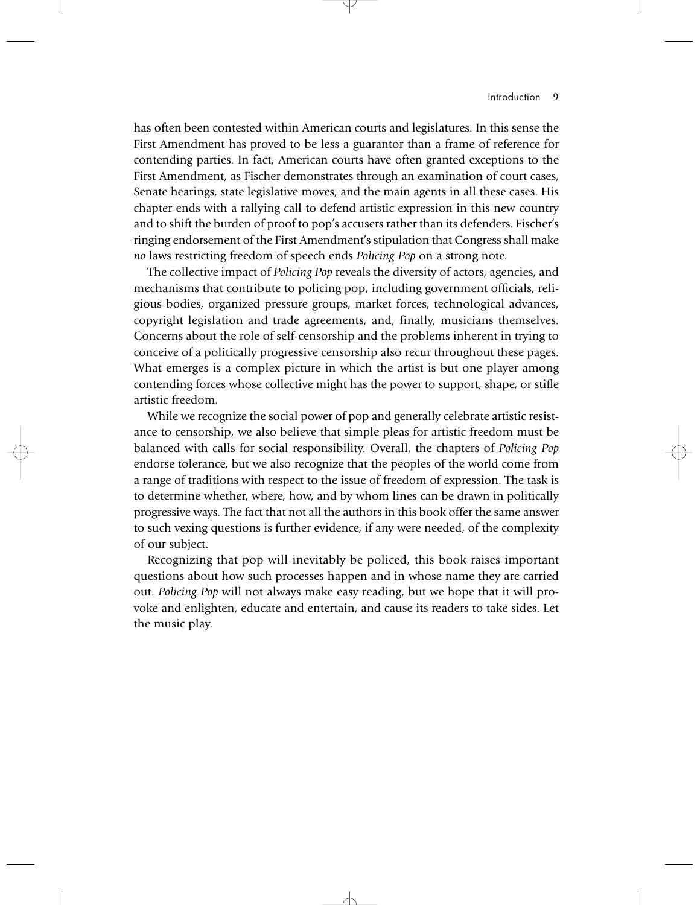has often been contested within American courts and legislatures. In this sense the First Amendment has proved to be less a guarantor than a frame of reference for contending parties. In fact, American courts have often granted exceptions to the First Amendment, as Fischer demonstrates through an examination of court cases, Senate hearings, state legislative moves, and the main agents in all these cases. His chapter ends with a rallying call to defend artistic expression in this new country and to shift the burden of proof to pop's accusers rather than its defenders. Fischer's ringing endorsement of the First Amendment's stipulation that Congress shall make *no* laws restricting freedom of speech ends *Policing Pop* on a strong note.

The collective impact of *Policing Pop* reveals the diversity of actors, agencies, and mechanisms that contribute to policing pop, including government officials, religious bodies, organized pressure groups, market forces, technological advances, copyright legislation and trade agreements, and, finally, musicians themselves. Concerns about the role of self-censorship and the problems inherent in trying to conceive of a politically progressive censorship also recur throughout these pages. What emerges is a complex picture in which the artist is but one player among contending forces whose collective might has the power to support, shape, or stifle artistic freedom.

While we recognize the social power of pop and generally celebrate artistic resistance to censorship, we also believe that simple pleas for artistic freedom must be balanced with calls for social responsibility. Overall, the chapters of *Policing Pop* endorse tolerance, but we also recognize that the peoples of the world come from a range of traditions with respect to the issue of freedom of expression. The task is to determine whether, where, how, and by whom lines can be drawn in politically progressive ways. The fact that not all the authors in this book offer the same answer to such vexing questions is further evidence, if any were needed, of the complexity of our subject.

Recognizing that pop will inevitably be policed, this book raises important questions about how such processes happen and in whose name they are carried out. *Policing Pop* will not always make easy reading, but we hope that it will provoke and enlighten, educate and entertain, and cause its readers to take sides. Let the music play.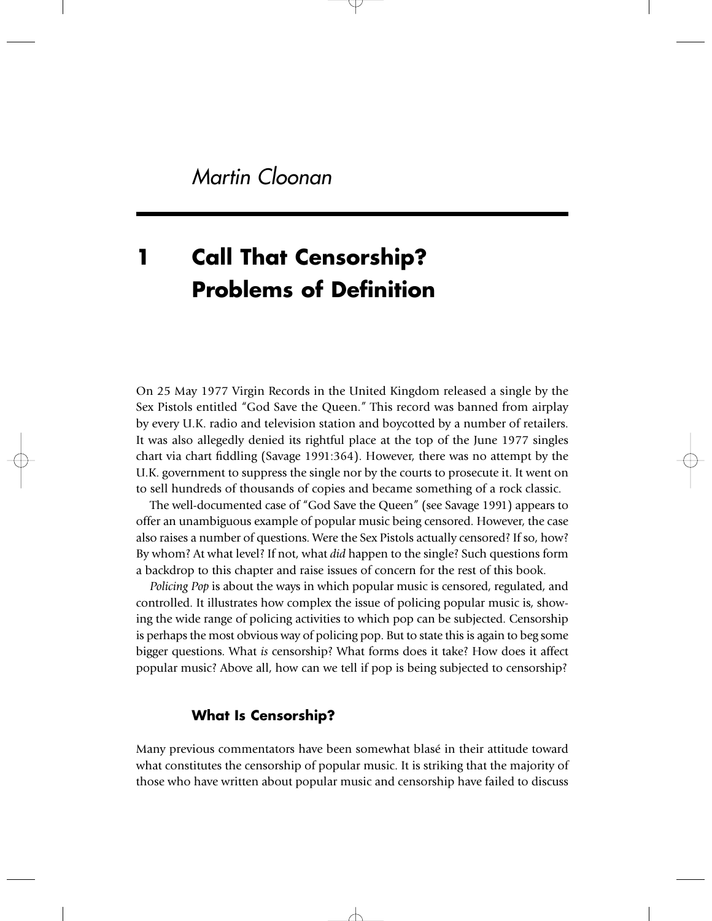*Martin Cloonan*

# 1 Call That Censorship? Problems of Definition

On 25 May 1977 Virgin Records in the United Kingdom released a single by the Sex Pistols entitled "God Save the Queen." This record was banned from airplay by every U.K. radio and television station and boycotted by a number of retailers. It was also allegedly denied its rightful place at the top of the June 1977 singles chart via chart fiddling (Savage 1991:364). However, there was no attempt by the U.K. government to suppress the single nor by the courts to prosecute it. It went on to sell hundreds of thousands of copies and became something of a rock classic.

The well-documented case of "God Save the Queen" (see Savage 1991) appears to offer an unambiguous example of popular music being censored. However, the case also raises a number of questions. Were the Sex Pistols actually censored? If so, how? By whom? At what level? If not, what *did* happen to the single? Such questions form a backdrop to this chapter and raise issues of concern for the rest of this book.

*Policing Pop* is about the ways in which popular music is censored, regulated, and controlled. It illustrates how complex the issue of policing popular music is, showing the wide range of policing activities to which pop can be subjected. Censorship is perhaps the most obvious way of policing pop. But to state this is again to beg some bigger questions. What *is* censorship? What forms does it take? How does it affect popular music? Above all, how can we tell if pop is being subjected to censorship?

## What Is Censorship?

Many previous commentators have been somewhat blasé in their attitude toward what constitutes the censorship of popular music. It is striking that the majority of those who have written about popular music and censorship have failed to discuss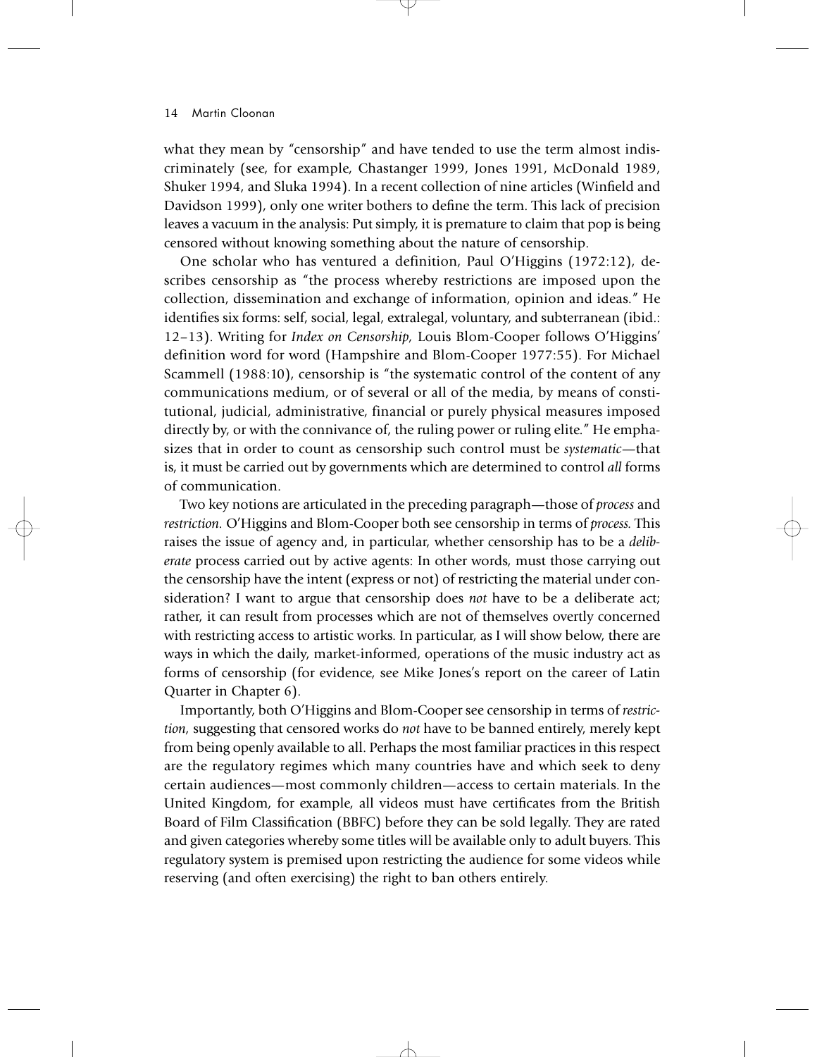what they mean by "censorship" and have tended to use the term almost indiscriminately (see, for example, Chastanger 1999, Jones 1991, McDonald 1989, Shuker 1994, and Sluka 1994). In a recent collection of nine articles (Winfield and Davidson 1999), only one writer bothers to define the term. This lack of precision leaves a vacuum in the analysis: Put simply, it is premature to claim that pop is being censored without knowing something about the nature of censorship.

One scholar who has ventured a definition, Paul O'Higgins (1972:12), describes censorship as "the process whereby restrictions are imposed upon the collection, dissemination and exchange of information, opinion and ideas." He identifies six forms: self, social, legal, extralegal, voluntary, and subterranean (ibid.: 12–13). Writing for *Index on Censorship,* Louis Blom-Cooper follows O'Higgins' definition word for word (Hampshire and Blom-Cooper 1977:55). For Michael Scammell (1988:10), censorship is "the systematic control of the content of any communications medium, or of several or all of the media, by means of constitutional, judicial, administrative, financial or purely physical measures imposed directly by, or with the connivance of, the ruling power or ruling elite." He emphasizes that in order to count as censorship such control must be *systematic*—that is, it must be carried out by governments which are determined to control *all* forms of communication.

Two key notions are articulated in the preceding paragraph—those of *process* and *restriction.* O'Higgins and Blom-Cooper both see censorship in terms of *process.* This raises the issue of agency and, in particular, whether censorship has to be a *deliberate* process carried out by active agents: In other words, must those carrying out the censorship have the intent (express or not) of restricting the material under consideration? I want to argue that censorship does *not* have to be a deliberate act; rather, it can result from processes which are not of themselves overtly concerned with restricting access to artistic works. In particular, as I will show below, there are ways in which the daily, market-informed, operations of the music industry act as forms of censorship (for evidence, see Mike Jones's report on the career of Latin Quarter in Chapter 6).

Importantly, both O'Higgins and Blom-Cooper see censorship in terms of *restriction,* suggesting that censored works do *not* have to be banned entirely, merely kept from being openly available to all. Perhaps the most familiar practices in this respect are the regulatory regimes which many countries have and which seek to deny certain audiences—most commonly children—access to certain materials. In the United Kingdom, for example, all videos must have certificates from the British Board of Film Classification (BBFC) before they can be sold legally. They are rated and given categories whereby some titles will be available only to adult buyers. This regulatory system is premised upon restricting the audience for some videos while reserving (and often exercising) the right to ban others entirely.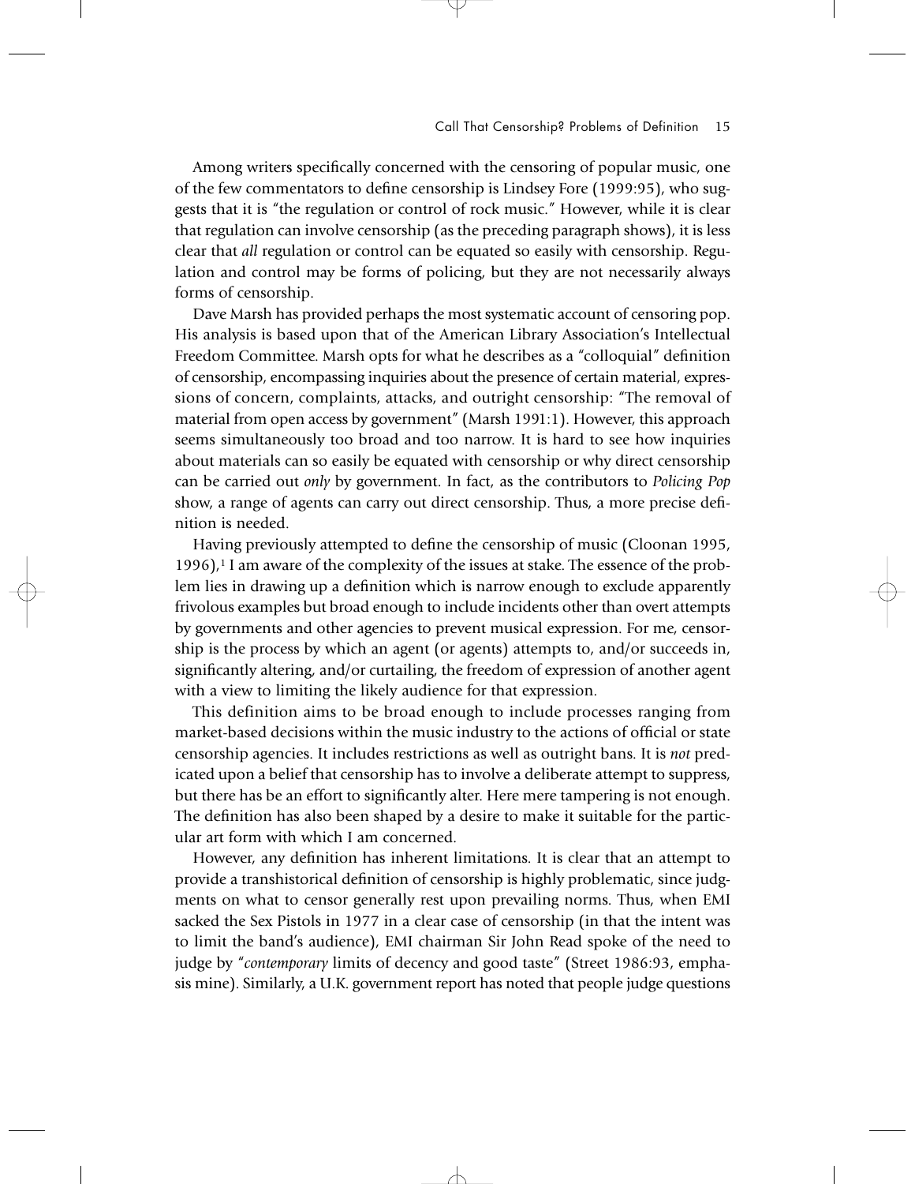Among writers specifically concerned with the censoring of popular music, one of the few commentators to define censorship is Lindsey Fore (1999:95), who suggests that it is "the regulation or control of rock music." However, while it is clear that regulation can involve censorship (as the preceding paragraph shows), it is less clear that *all* regulation or control can be equated so easily with censorship. Regulation and control may be forms of policing, but they are not necessarily always forms of censorship.

Dave Marsh has provided perhaps the most systematic account of censoring pop. His analysis is based upon that of the American Library Association's Intellectual Freedom Committee. Marsh opts for what he describes as a "colloquial" definition of censorship, encompassing inquiries about the presence of certain material, expressions of concern, complaints, attacks, and outright censorship: "The removal of material from open access by government" (Marsh 1991:1). However, this approach seems simultaneously too broad and too narrow. It is hard to see how inquiries about materials can so easily be equated with censorship or why direct censorship can be carried out *only* by government. In fact, as the contributors to *Policing Pop* show, a range of agents can carry out direct censorship. Thus, a more precise definition is needed.

Having previously attempted to define the censorship of music (Cloonan 1995, 1996),[1] I am aware of the complexity of the issues at stake. The essence of the problem lies in drawing up a definition which is narrow enough to exclude apparently frivolous examples but broad enough to include incidents other than overt attempts by governments and other agencies to prevent musical expression. For me, censorship is the process by which an agent (or agents) attempts to, and/or succeeds in, significantly altering, and/or curtailing, the freedom of expression of another agent with a view to limiting the likely audience for that expression.

This definition aims to be broad enough to include processes ranging from market-based decisions within the music industry to the actions of official or state censorship agencies. It includes restrictions as well as outright bans. It is *not* predicated upon a belief that censorship has to involve a deliberate attempt to suppress, but there has be an effort to significantly alter. Here mere tampering is not enough. The definition has also been shaped by a desire to make it suitable for the particular art form with which I am concerned.

However, any definition has inherent limitations. It is clear that an attempt to provide a transhistorical definition of censorship is highly problematic, since judgments on what to censor generally rest upon prevailing norms. Thus, when EMI sacked the Sex Pistols in 1977 in a clear case of censorship (in that the intent was to limit the band's audience), EMI chairman Sir John Read spoke of the need to judge by "*contemporary* limits of decency and good taste" (Street 1986:93, emphasis mine). Similarly, a U.K. government report has noted that people judge questions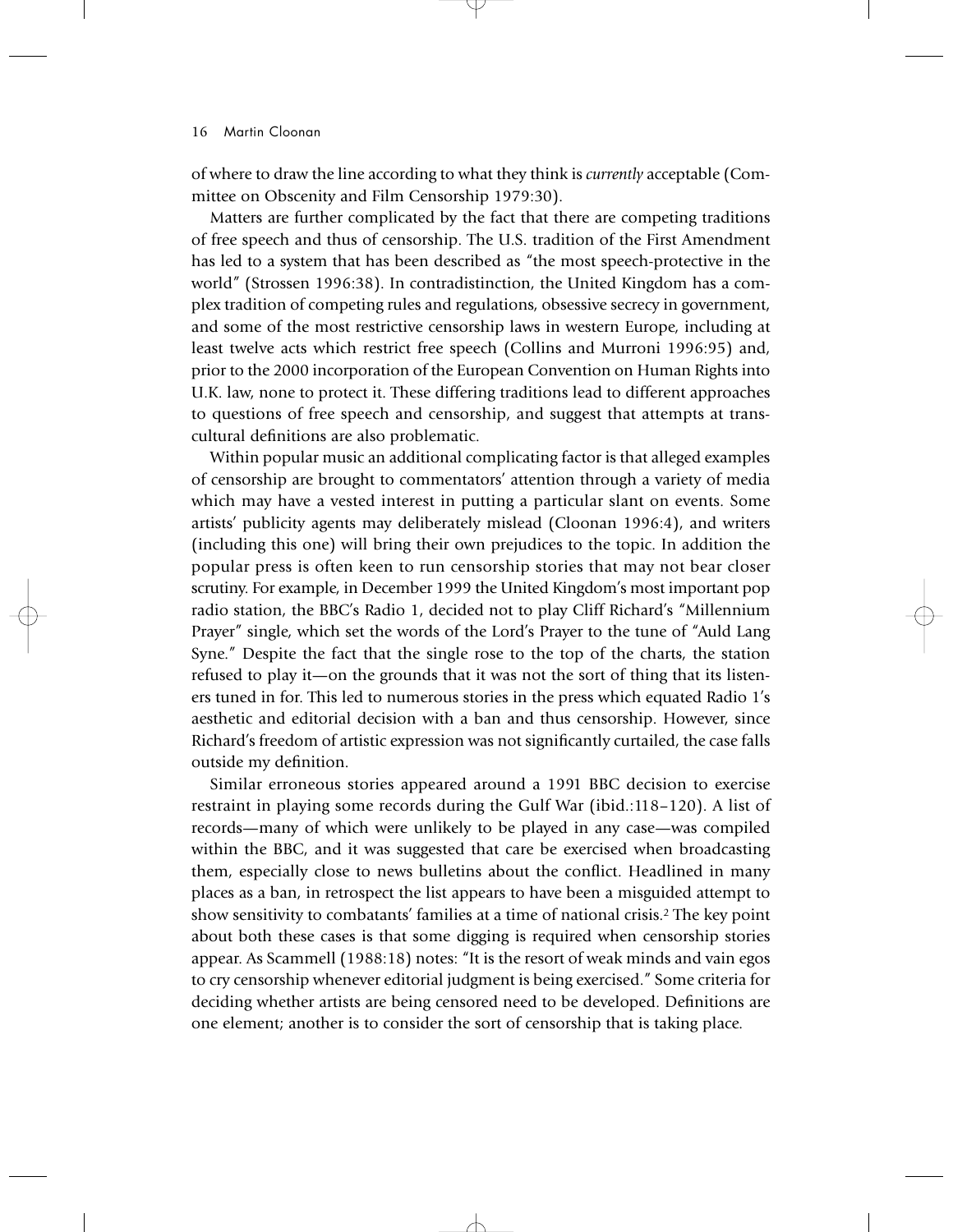of where to draw the line according to what they think is *currently* acceptable (Committee on Obscenity and Film Censorship 1979:30).

Matters are further complicated by the fact that there are competing traditions of free speech and thus of censorship. The U.S. tradition of the First Amendment has led to a system that has been described as "the most speech-protective in the world" (Strossen 1996:38). In contradistinction, the United Kingdom has a complex tradition of competing rules and regulations, obsessive secrecy in government, and some of the most restrictive censorship laws in western Europe, including at least twelve acts which restrict free speech (Collins and Murroni 1996:95) and, prior to the 2000 incorporation of the European Convention on Human Rights into U.K. law, none to protect it. These differing traditions lead to different approaches to questions of free speech and censorship, and suggest that attempts at transcultural definitions are also problematic.

Within popular music an additional complicating factor is that alleged examples of censorship are brought to commentators' attention through a variety of media which may have a vested interest in putting a particular slant on events. Some artists' publicity agents may deliberately mislead (Cloonan 1996:4), and writers (including this one) will bring their own prejudices to the topic. In addition the popular press is often keen to run censorship stories that may not bear closer scrutiny. For example, in December 1999 the United Kingdom's most important pop radio station, the BBC's Radio 1, decided not to play Cliff Richard's "Millennium Prayer" single, which set the words of the Lord's Prayer to the tune of "Auld Lang Syne." Despite the fact that the single rose to the top of the charts, the station refused to play it—on the grounds that it was not the sort of thing that its listeners tuned in for. This led to numerous stories in the press which equated Radio 1's aesthetic and editorial decision with a ban and thus censorship. However, since Richard's freedom of artistic expression was not significantly curtailed, the case falls outside my definition.

Similar erroneous stories appeared around a 1991 BBC decision to exercise restraint in playing some records during the Gulf War (ibid.:118–120). A list of records—many of which were unlikely to be played in any case—was compiled within the BBC, and it was suggested that care be exercised when broadcasting them, especially close to news bulletins about the conflict. Headlined in many places as a ban, in retrospect the list appears to have been a misguided attempt to show sensitivity to combatants' families at a time of national crisis.[2] The key point about both these cases is that some digging is required when censorship stories appear. As Scammell (1988:18) notes: "It is the resort of weak minds and vain egos to cry censorship whenever editorial judgment is being exercised." Some criteria for deciding whether artists are being censored need to be developed. Definitions are one element; another is to consider the sort of censorship that is taking place.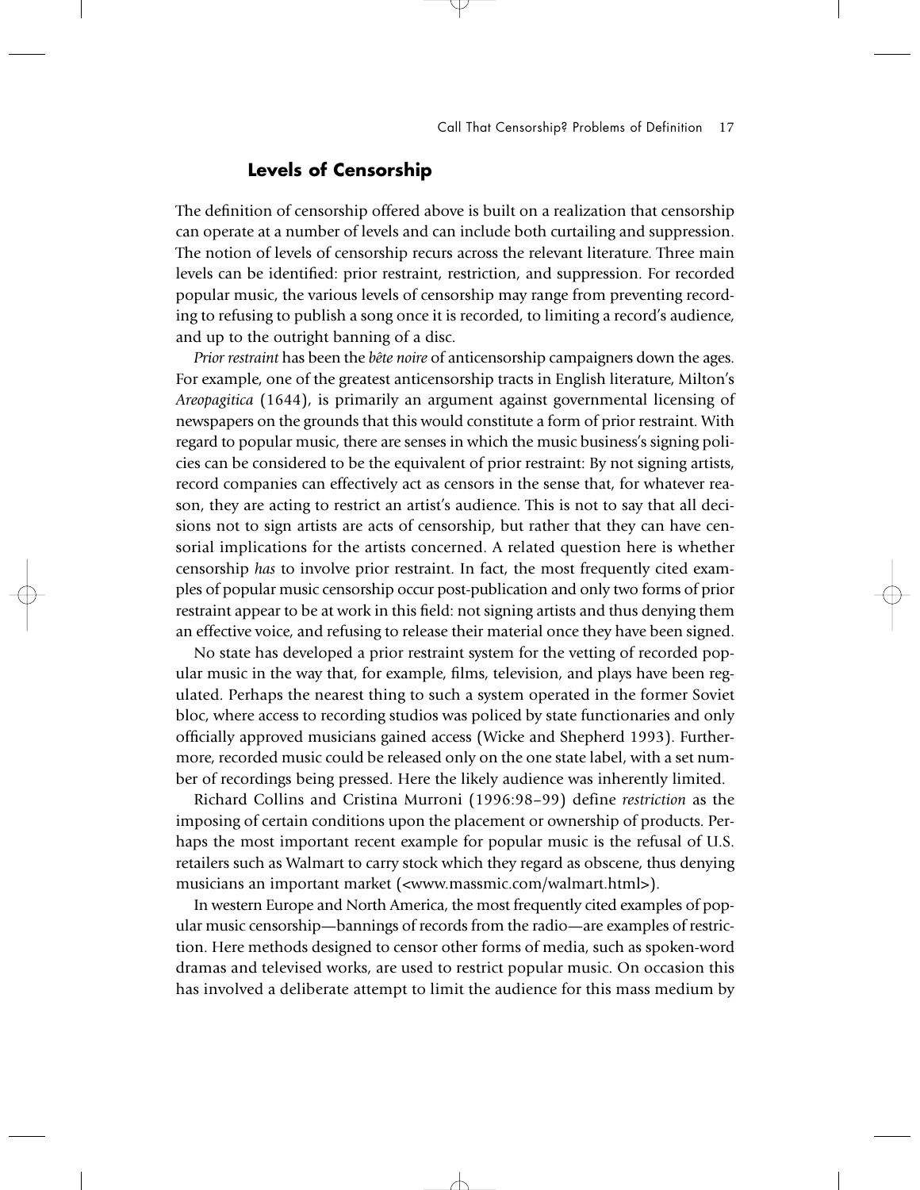## Levels of Censorship

The definition of censorship offered above is built on a realization that censorship can operate at a number of levels and can include both curtailing and suppression. The notion of levels of censorship recurs across the relevant literature. Three main levels can be identified: prior restraint, restriction, and suppression. For recorded popular music, the various levels of censorship may range from preventing recording to refusing to publish a song once it is recorded, to limiting a record's audience, and up to the outright banning of a disc.

*Prior restraint* has been the *bête noire* of anticensorship campaigners down the ages. For example, one of the greatest anticensorship tracts in English literature, Milton's *Areopagitica* (1644), is primarily an argument against governmental licensing of newspapers on the grounds that this would constitute a form of prior restraint. With regard to popular music, there are senses in which the music business's signing policies can be considered to be the equivalent of prior restraint: By not signing artists, record companies can effectively act as censors in the sense that, for whatever reason, they are acting to restrict an artist's audience. This is not to say that all decisions not to sign artists are acts of censorship, but rather that they can have censorial implications for the artists concerned. A related question here is whether censorship *has* to involve prior restraint. In fact, the most frequently cited examples of popular music censorship occur post-publication and only two forms of prior restraint appear to be at work in this field: not signing artists and thus denying them an effective voice, and refusing to release their material once they have been signed.

No state has developed a prior restraint system for the vetting of recorded popular music in the way that, for example, films, television, and plays have been regulated. Perhaps the nearest thing to such a system operated in the former Soviet bloc, where access to recording studios was policed by state functionaries and only officially approved musicians gained access (Wicke and Shepherd 1993). Furthermore, recorded music could be released only on the one state label, with a set number of recordings being pressed. Here the likely audience was inherently limited.

Richard Collins and Cristina Murroni (1996:98–99) define *restriction* as the imposing of certain conditions upon the placement or ownership of products. Perhaps the most important recent example for popular music is the refusal of U.S. retailers such as Walmart to carry stock which they regard as obscene, thus denying musicians an important market (<www.massmic.com/walmart.html>).

In western Europe and North America, the most frequently cited examples of popular music censorship—bannings of records from the radio—are examples of restriction. Here methods designed to censor other forms of media, such as spoken-word dramas and televised works, are used to restrict popular music. On occasion this has involved a deliberate attempt to limit the audience for this mass medium by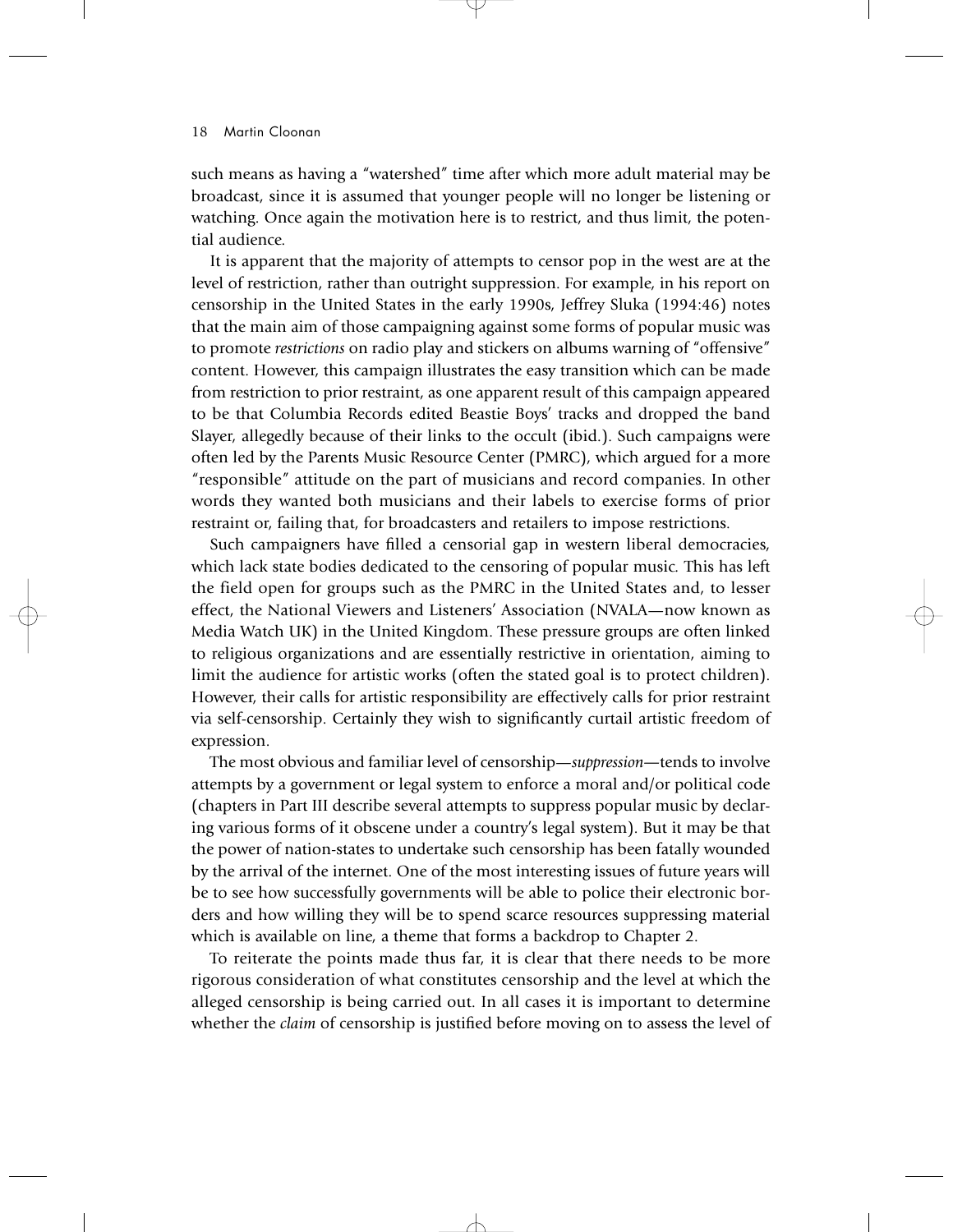such means as having a "watershed" time after which more adult material may be broadcast, since it is assumed that younger people will no longer be listening or watching. Once again the motivation here is to restrict, and thus limit, the potential audience.

It is apparent that the majority of attempts to censor pop in the west are at the level of restriction, rather than outright suppression. For example, in his report on censorship in the United States in the early 1990s, Jeffrey Sluka (1994:46) notes that the main aim of those campaigning against some forms of popular music was to promote *restrictions* on radio play and stickers on albums warning of "offensive" content. However, this campaign illustrates the easy transition which can be made from restriction to prior restraint, as one apparent result of this campaign appeared to be that Columbia Records edited Beastie Boys' tracks and dropped the band Slayer, allegedly because of their links to the occult (ibid.). Such campaigns were often led by the Parents Music Resource Center (PMRC), which argued for a more "responsible" attitude on the part of musicians and record companies. In other words they wanted both musicians and their labels to exercise forms of prior restraint or, failing that, for broadcasters and retailers to impose restrictions.

Such campaigners have filled a censorial gap in western liberal democracies, which lack state bodies dedicated to the censoring of popular music. This has left the field open for groups such as the PMRC in the United States and, to lesser effect, the National Viewers and Listeners' Association (NVALA—now known as Media Watch UK) in the United Kingdom. These pressure groups are often linked to religious organizations and are essentially restrictive in orientation, aiming to limit the audience for artistic works (often the stated goal is to protect children). However, their calls for artistic responsibility are effectively calls for prior restraint via self-censorship. Certainly they wish to significantly curtail artistic freedom of expression.

The most obvious and familiar level of censorship—*suppression*—tends to involve attempts by a government or legal system to enforce a moral and/or political code (chapters in Part III describe several attempts to suppress popular music by declaring various forms of it obscene under a country's legal system). But it may be that the power of nation-states to undertake such censorship has been fatally wounded by the arrival of the internet. One of the most interesting issues of future years will be to see how successfully governments will be able to police their electronic borders and how willing they will be to spend scarce resources suppressing material which is available on line, a theme that forms a backdrop to Chapter 2.

To reiterate the points made thus far, it is clear that there needs to be more rigorous consideration of what constitutes censorship and the level at which the alleged censorship is being carried out. In all cases it is important to determine whether the *claim* of censorship is justified before moving on to assess the level of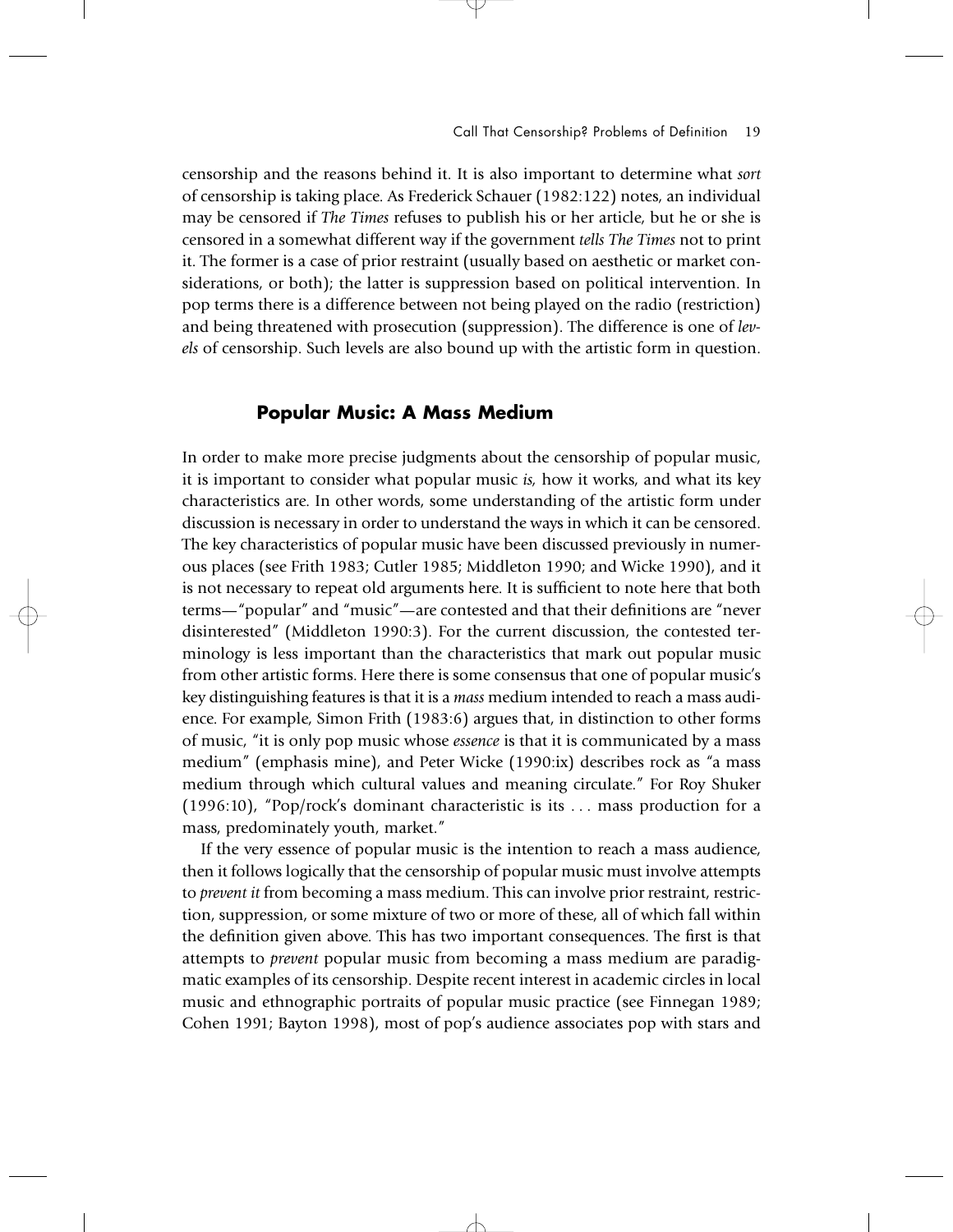censorship and the reasons behind it. It is also important to determine what *sort* of censorship is taking place. As Frederick Schauer (1982:122) notes, an individual may be censored if *The Times* refuses to publish his or her article, but he or she is censored in a somewhat different way if the government *tells The Times* not to print it. The former is a case of prior restraint (usually based on aesthetic or market considerations, or both); the latter is suppression based on political intervention. In pop terms there is a difference between not being played on the radio (restriction) and being threatened with prosecution (suppression). The difference is one of *levels* of censorship. Such levels are also bound up with the artistic form in question.

## Popular Music: A Mass Medium

In order to make more precise judgments about the censorship of popular music, it is important to consider what popular music *is,* how it works, and what its key characteristics are. In other words, some understanding of the artistic form under discussion is necessary in order to understand the ways in which it can be censored. The key characteristics of popular music have been discussed previously in numerous places (see Frith 1983; Cutler 1985; Middleton 1990; and Wicke 1990), and it is not necessary to repeat old arguments here. It is sufficient to note here that both terms—"popular" and "music"—are contested and that their definitions are "never disinterested" (Middleton 1990:3). For the current discussion, the contested terminology is less important than the characteristics that mark out popular music from other artistic forms. Here there is some consensus that one of popular music's key distinguishing features is that it is a *mass* medium intended to reach a mass audience. For example, Simon Frith (1983:6) argues that, in distinction to other forms of music, "it is only pop music whose *essence* is that it is communicated by a mass medium" (emphasis mine), and Peter Wicke (1990:ix) describes rock as "a mass medium through which cultural values and meaning circulate." For Roy Shuker (1996:10), "Pop/rock's dominant characteristic is its . . . mass production for a mass, predominately youth, market."

If the very essence of popular music is the intention to reach a mass audience, then it follows logically that the censorship of popular music must involve attempts to *prevent it* from becoming a mass medium. This can involve prior restraint, restriction, suppression, or some mixture of two or more of these, all of which fall within the definition given above. This has two important consequences. The first is that attempts to *prevent* popular music from becoming a mass medium are paradigmatic examples of its censorship. Despite recent interest in academic circles in local music and ethnographic portraits of popular music practice (see Finnegan 1989; Cohen 1991; Bayton 1998), most of pop's audience associates pop with stars and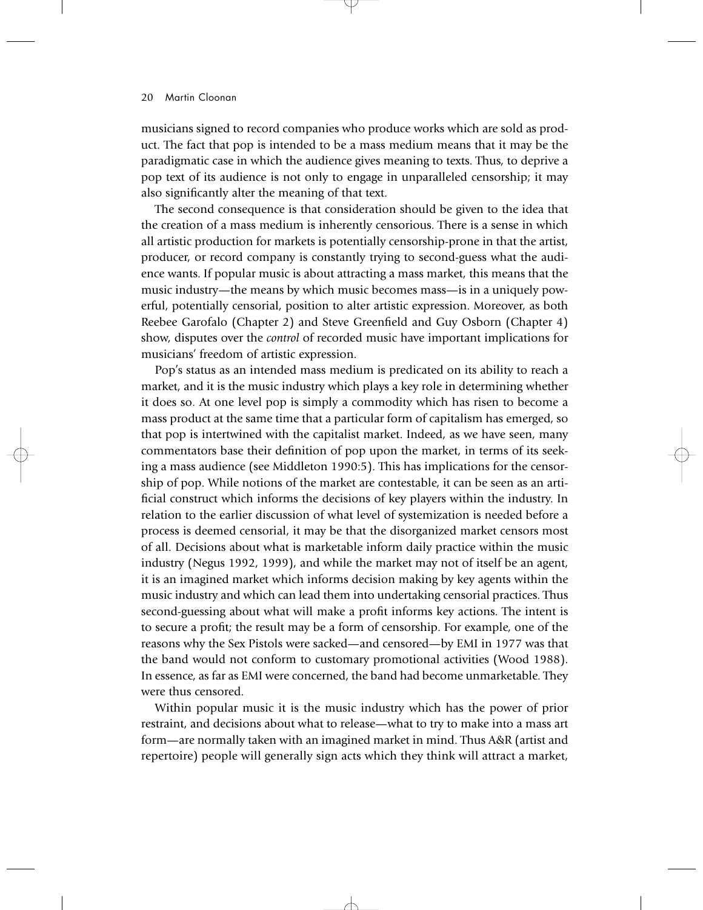musicians signed to record companies who produce works which are sold as product. The fact that pop is intended to be a mass medium means that it may be the paradigmatic case in which the audience gives meaning to texts. Thus, to deprive a pop text of its audience is not only to engage in unparalleled censorship; it may also significantly alter the meaning of that text.

The second consequence is that consideration should be given to the idea that the creation of a mass medium is inherently censorious. There is a sense in which all artistic production for markets is potentially censorship-prone in that the artist, producer, or record company is constantly trying to second-guess what the audience wants. If popular music is about attracting a mass market, this means that the music industry—the means by which music becomes mass—is in a uniquely powerful, potentially censorial, position to alter artistic expression. Moreover, as both Reebee Garofalo (Chapter 2) and Steve Greenfield and Guy Osborn (Chapter 4) show, disputes over the *control* of recorded music have important implications for musicians' freedom of artistic expression.

Pop's status as an intended mass medium is predicated on its ability to reach a market, and it is the music industry which plays a key role in determining whether it does so. At one level pop is simply a commodity which has risen to become a mass product at the same time that a particular form of capitalism has emerged, so that pop is intertwined with the capitalist market. Indeed, as we have seen, many commentators base their definition of pop upon the market, in terms of its seeking a mass audience (see Middleton 1990:5). This has implications for the censorship of pop. While notions of the market are contestable, it can be seen as an artificial construct which informs the decisions of key players within the industry. In relation to the earlier discussion of what level of systemization is needed before a process is deemed censorial, it may be that the disorganized market censors most of all. Decisions about what is marketable inform daily practice within the music industry (Negus 1992, 1999), and while the market may not of itself be an agent, it is an imagined market which informs decision making by key agents within the music industry and which can lead them into undertaking censorial practices. Thus second-guessing about what will make a profit informs key actions. The intent is to secure a profit; the result may be a form of censorship. For example, one of the reasons why the Sex Pistols were sacked—and censored—by EMI in 1977 was that the band would not conform to customary promotional activities (Wood 1988). In essence, as far as EMI were concerned, the band had become unmarketable. They were thus censored.

Within popular music it is the music industry which has the power of prior restraint, and decisions about what to release—what to try to make into a mass art form—are normally taken with an imagined market in mind. Thus A&R (artist and repertoire) people will generally sign acts which they think will attract a market,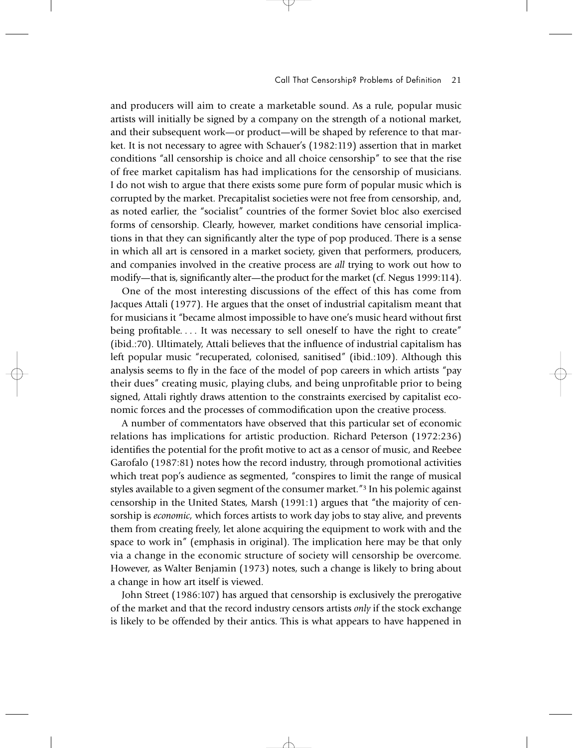and producers will aim to create a marketable sound. As a rule, popular music artists will initially be signed by a company on the strength of a notional market, and their subsequent work—or product—will be shaped by reference to that market. It is not necessary to agree with Schauer's (1982:119) assertion that in market conditions "all censorship is choice and all choice censorship" to see that the rise of free market capitalism has had implications for the censorship of musicians. I do not wish to argue that there exists some pure form of popular music which is corrupted by the market. Precapitalist societies were not free from censorship, and, as noted earlier, the "socialist" countries of the former Soviet bloc also exercised forms of censorship. Clearly, however, market conditions have censorial implications in that they can significantly alter the type of pop produced. There is a sense in which all art is censored in a market society, given that performers, producers, and companies involved in the creative process are *all* trying to work out how to modify—that is, significantly alter—the product for the market (cf. Negus 1999:114).

One of the most interesting discussions of the effect of this has come from Jacques Attali (1977). He argues that the onset of industrial capitalism meant that for musicians it "became almost impossible to have one's music heard without first being profitable. . . . It was necessary to sell oneself to have the right to create" (ibid.:70). Ultimately, Attali believes that the influence of industrial capitalism has left popular music "recuperated, colonised, sanitised" (ibid.:109). Although this analysis seems to fly in the face of the model of pop careers in which artists "pay their dues" creating music, playing clubs, and being unprofitable prior to being signed, Attali rightly draws attention to the constraints exercised by capitalist economic forces and the processes of commodification upon the creative process.

A number of commentators have observed that this particular set of economic relations has implications for artistic production. Richard Peterson (1972:236) identifies the potential for the profit motive to act as a censor of music, and Reebee Garofalo (1987:81) notes how the record industry, through promotional activities which treat pop's audience as segmented, "conspires to limit the range of musical styles available to a given segment of the consumer market."[3] In his polemic against censorship in the United States, Marsh (1991:1) argues that "the majority of censorship is *economic*, which forces artists to work day jobs to stay alive, and prevents them from creating freely, let alone acquiring the equipment to work with and the space to work in" (emphasis in original). The implication here may be that only via a change in the economic structure of society will censorship be overcome. However, as Walter Benjamin (1973) notes, such a change is likely to bring about a change in how art itself is viewed.

John Street (1986:107) has argued that censorship is exclusively the prerogative of the market and that the record industry censors artists *only* if the stock exchange is likely to be offended by their antics. This is what appears to have happened in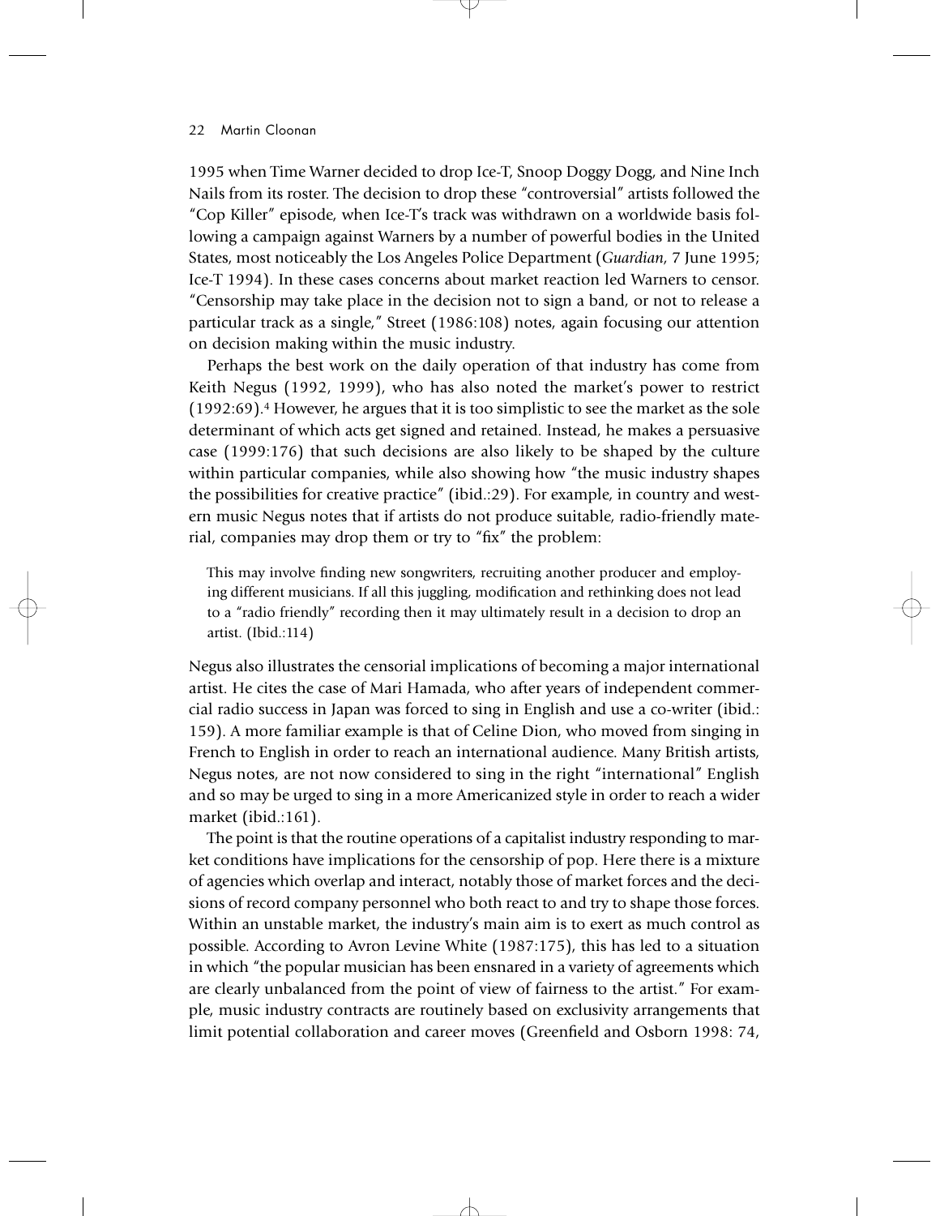1995 when Time Warner decided to drop Ice-T, Snoop Doggy Dogg, and Nine Inch Nails from its roster. The decision to drop these "controversial" artists followed the "Cop Killer" episode, when Ice-T's track was withdrawn on a worldwide basis following a campaign against Warners by a number of powerful bodies in the United States, most noticeably the Los Angeles Police Department (*Guardian,* 7 June 1995; Ice-T 1994). In these cases concerns about market reaction led Warners to censor. "Censorship may take place in the decision not to sign a band, or not to release a particular track as a single," Street (1986:108) notes, again focusing our attention on decision making within the music industry.

Perhaps the best work on the daily operation of that industry has come from Keith Negus (1992, 1999), who has also noted the market's power to restrict (1992:69).[4] However, he argues that it is too simplistic to see the market as the sole determinant of which acts get signed and retained. Instead, he makes a persuasive case (1999:176) that such decisions are also likely to be shaped by the culture within particular companies, while also showing how "the music industry shapes the possibilities for creative practice" (ibid.:29). For example, in country and western music Negus notes that if artists do not produce suitable, radio-friendly material, companies may drop them or try to "fix" the problem:

> This may involve finding new songwriters, recruiting another producer and employing different musicians. If all this juggling, modification and rethinking does not lead to a "radio friendly" recording then it may ultimately result in a decision to drop an artist. (Ibid.:114)

Negus also illustrates the censorial implications of becoming a major international artist. He cites the case of Mari Hamada, who after years of independent commercial radio success in Japan was forced to sing in English and use a co-writer (ibid.: 159). A more familiar example is that of Celine Dion, who moved from singing in French to English in order to reach an international audience. Many British artists, Negus notes, are not now considered to sing in the right "international" English and so may be urged to sing in a more Americanized style in order to reach a wider market (ibid.:161).

The point is that the routine operations of a capitalist industry responding to market conditions have implications for the censorship of pop. Here there is a mixture of agencies which overlap and interact, notably those of market forces and the decisions of record company personnel who both react to and try to shape those forces. Within an unstable market, the industry's main aim is to exert as much control as possible. According to Avron Levine White (1987:175), this has led to a situation in which "the popular musician has been ensnared in a variety of agreements which are clearly unbalanced from the point of view of fairness to the artist." For example, music industry contracts are routinely based on exclusivity arrangements that limit potential collaboration and career moves (Greenfield and Osborn 1998: 74,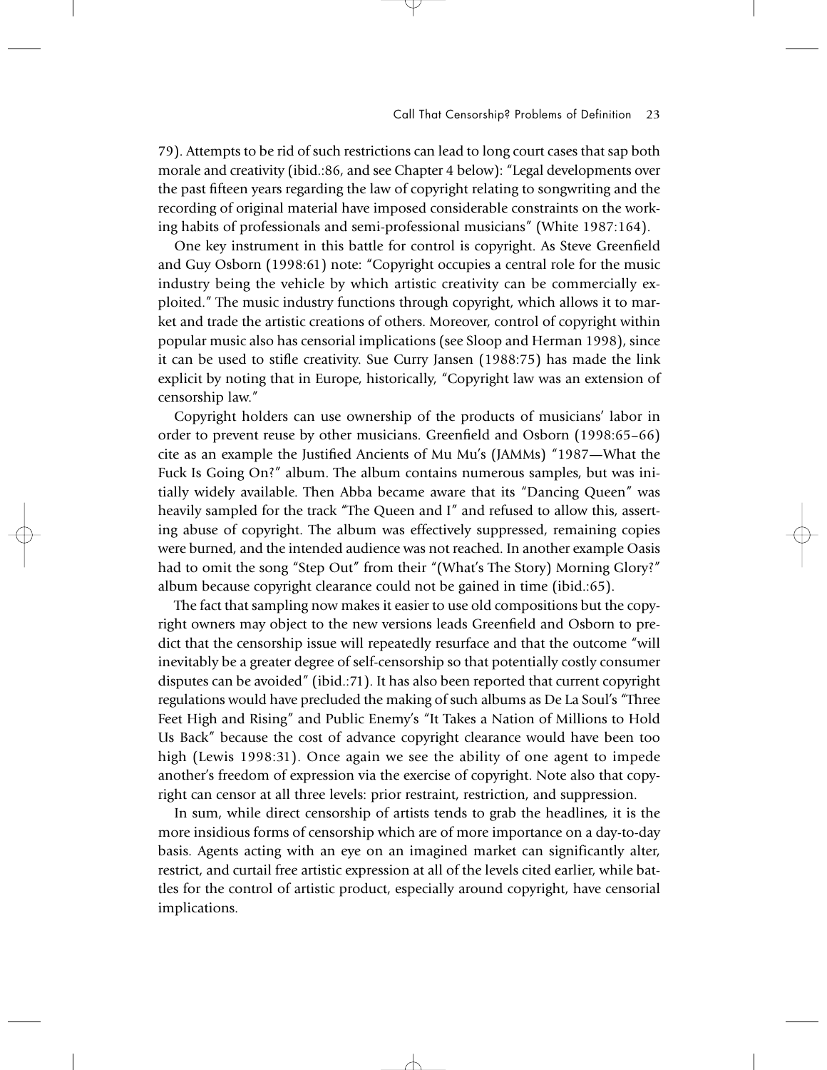79). Attempts to be rid of such restrictions can lead to long court cases that sap both morale and creativity (ibid.:86, and see Chapter 4 below): "Legal developments over the past fifteen years regarding the law of copyright relating to songwriting and the recording of original material have imposed considerable constraints on the working habits of professionals and semi-professional musicians" (White 1987:164).

One key instrument in this battle for control is copyright. As Steve Greenfield and Guy Osborn (1998:61) note: "Copyright occupies a central role for the music industry being the vehicle by which artistic creativity can be commercially exploited." The music industry functions through copyright, which allows it to market and trade the artistic creations of others. Moreover, control of copyright within popular music also has censorial implications (see Sloop and Herman 1998), since it can be used to stifle creativity. Sue Curry Jansen (1988:75) has made the link explicit by noting that in Europe, historically, "Copyright law was an extension of censorship law."

Copyright holders can use ownership of the products of musicians' labor in order to prevent reuse by other musicians. Greenfield and Osborn (1998:65–66) cite as an example the Justified Ancients of Mu Mu's (JAMMs) "1987—What the Fuck Is Going On?" album. The album contains numerous samples, but was initially widely available. Then Abba became aware that its "Dancing Queen" was heavily sampled for the track "The Queen and I" and refused to allow this, asserting abuse of copyright. The album was effectively suppressed, remaining copies were burned, and the intended audience was not reached. In another example Oasis had to omit the song "Step Out" from their "(What's The Story) Morning Glory?" album because copyright clearance could not be gained in time (ibid.:65).

The fact that sampling now makes it easier to use old compositions but the copyright owners may object to the new versions leads Greenfield and Osborn to predict that the censorship issue will repeatedly resurface and that the outcome "will inevitably be a greater degree of self-censorship so that potentially costly consumer disputes can be avoided" (ibid.:71). It has also been reported that current copyright regulations would have precluded the making of such albums as De La Soul's "Three Feet High and Rising" and Public Enemy's "It Takes a Nation of Millions to Hold Us Back" because the cost of advance copyright clearance would have been too high (Lewis 1998:31). Once again we see the ability of one agent to impede another's freedom of expression via the exercise of copyright. Note also that copyright can censor at all three levels: prior restraint, restriction, and suppression.

In sum, while direct censorship of artists tends to grab the headlines, it is the more insidious forms of censorship which are of more importance on a day-to-day basis. Agents acting with an eye on an imagined market can significantly alter, restrict, and curtail free artistic expression at all of the levels cited earlier, while battles for the control of artistic product, especially around copyright, have censorial implications.